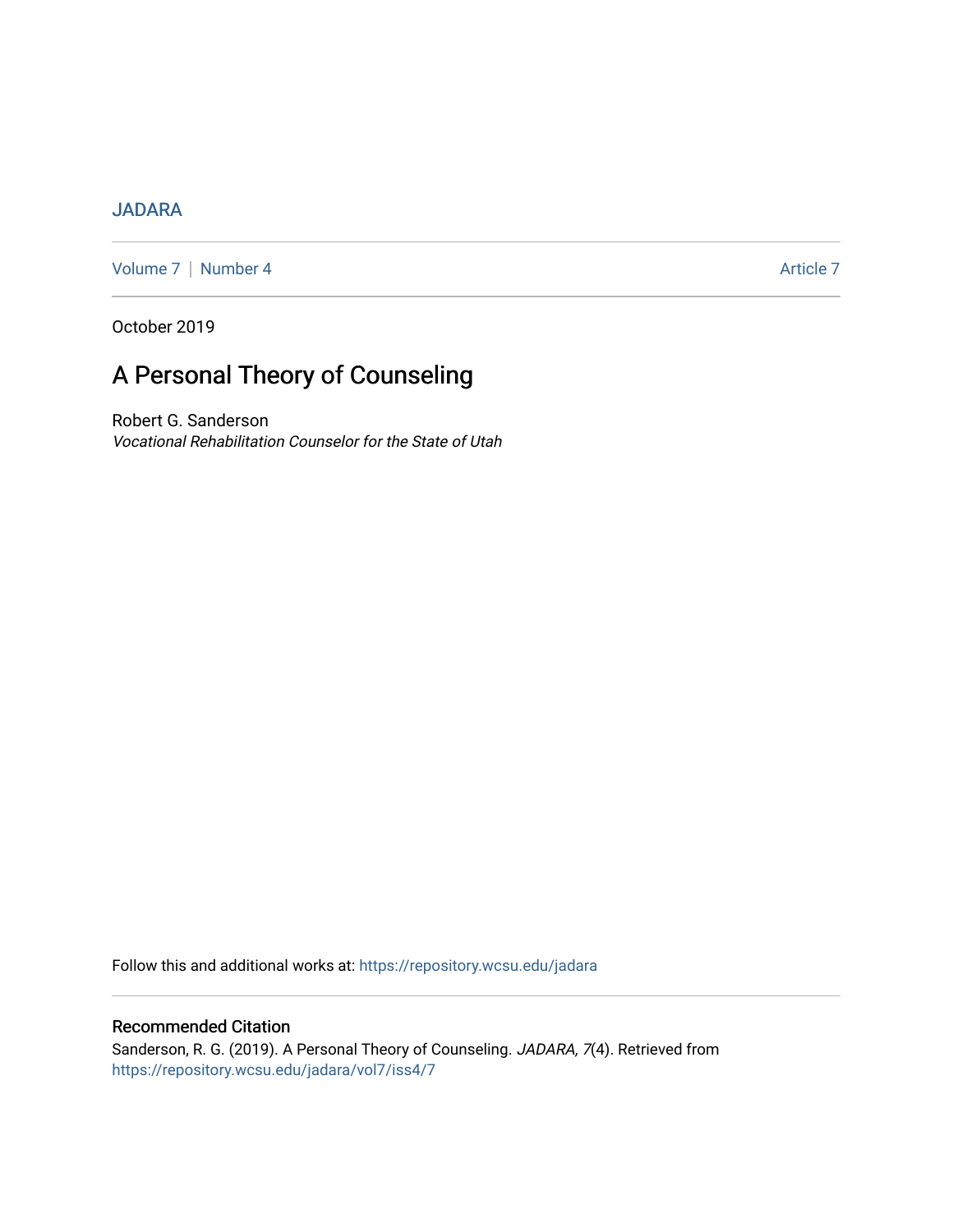JADARA

Volume 7 | Number 4 Article 7

October 2019

# A Personal Theory of Counseling

Robert G. Sanderson
*Vocational Rehabilitation Counselor for the State of Utah*

Follow this and additional works at: https://repository.wcsu.edu/jadara

## Recommended Citation

Sanderson, R. G. (2019). A Personal Theory of Counseling. *JADARA, 7*(4). Retrieved from https://repository.wcsu.edu/jadara/vol7/iss4/7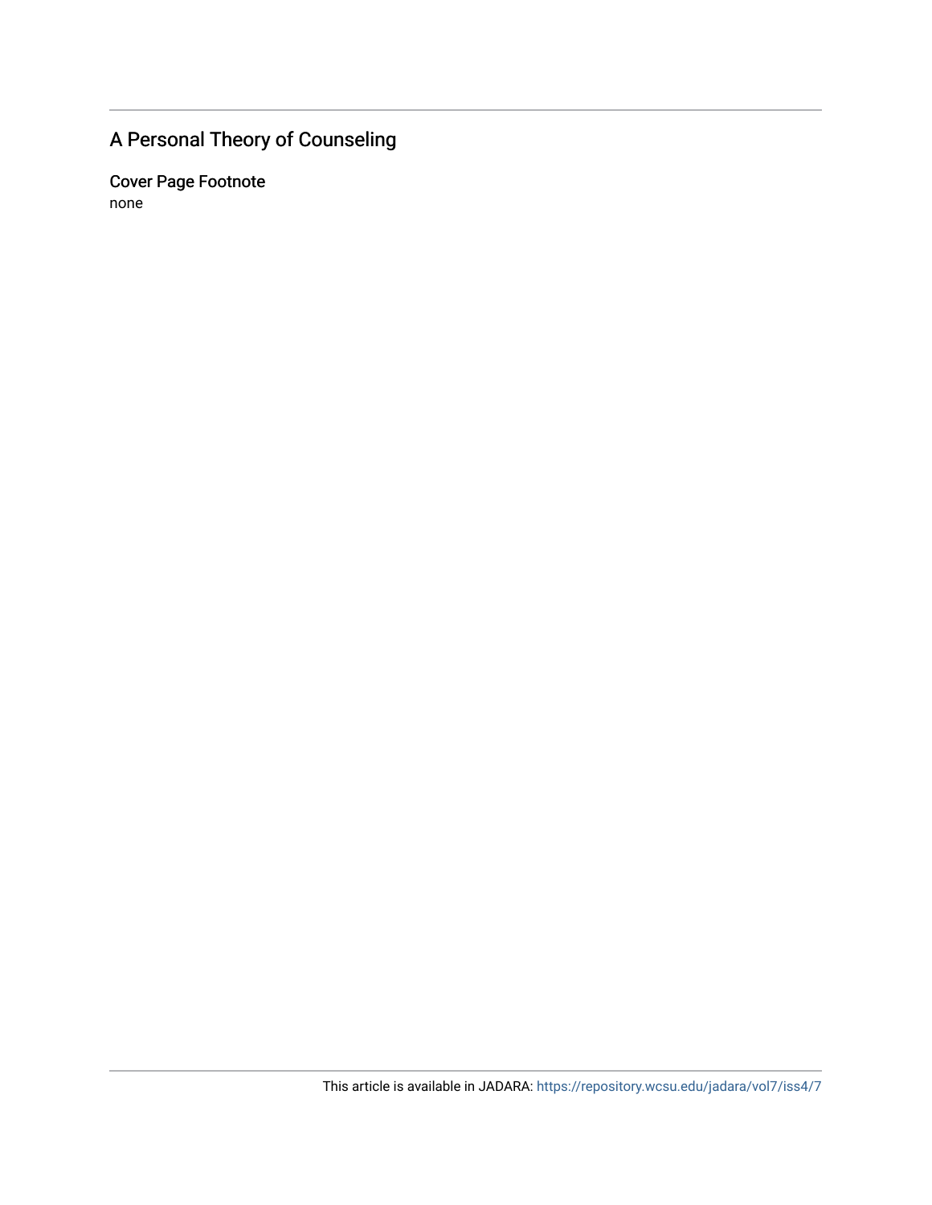## A Personal Theory of Counseling

### Cover Page Footnote

none

This article is available in JADARA: https://repository.wcsu.edu/jadara/vol7/iss4/7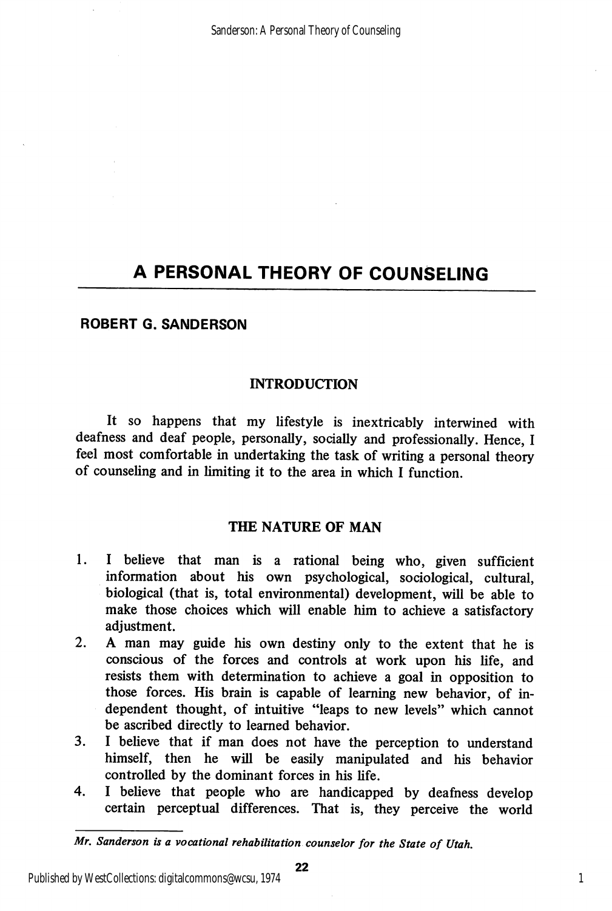# A PERSONAL THEORY OF COUNSELING

**ROBERT G. SANDERSON**

## INTRODUCTION

It so happens that my lifestyle is inextricably interwined with deafness and deaf people, personally, socially and professionally. Hence, I feel most comfortable in undertaking the task of writing a personal theory of counseling and in limiting it to the area in which I function.

## THE NATURE OF MAN

1. I believe that man is a rational being who, given sufficient information about his own psychological, sociological, cultural, biological (that is, total environmental) development, will be able to make those choices which will enable him to achieve a satisfactory adjustment.
2. A man may guide his own destiny only to the extent that he is conscious of the forces and controls at work upon his life, and resists them with determination to achieve a goal in opposition to those forces. His brain is capable of learning new behavior, of independent thought, of intuitive "leaps to new levels" which cannot be ascribed directly to learned behavior.
3. I believe that if man does not have the perception to understand himself, then he will be easily manipulated and his behavior controlled by the dominant forces in his life.
4. I believe that people who are handicapped by deafness develop certain perceptual differences. That is, they perceive the world

*Mr. Sanderson is a vocational rehabilitation counselor for the State of Utah.*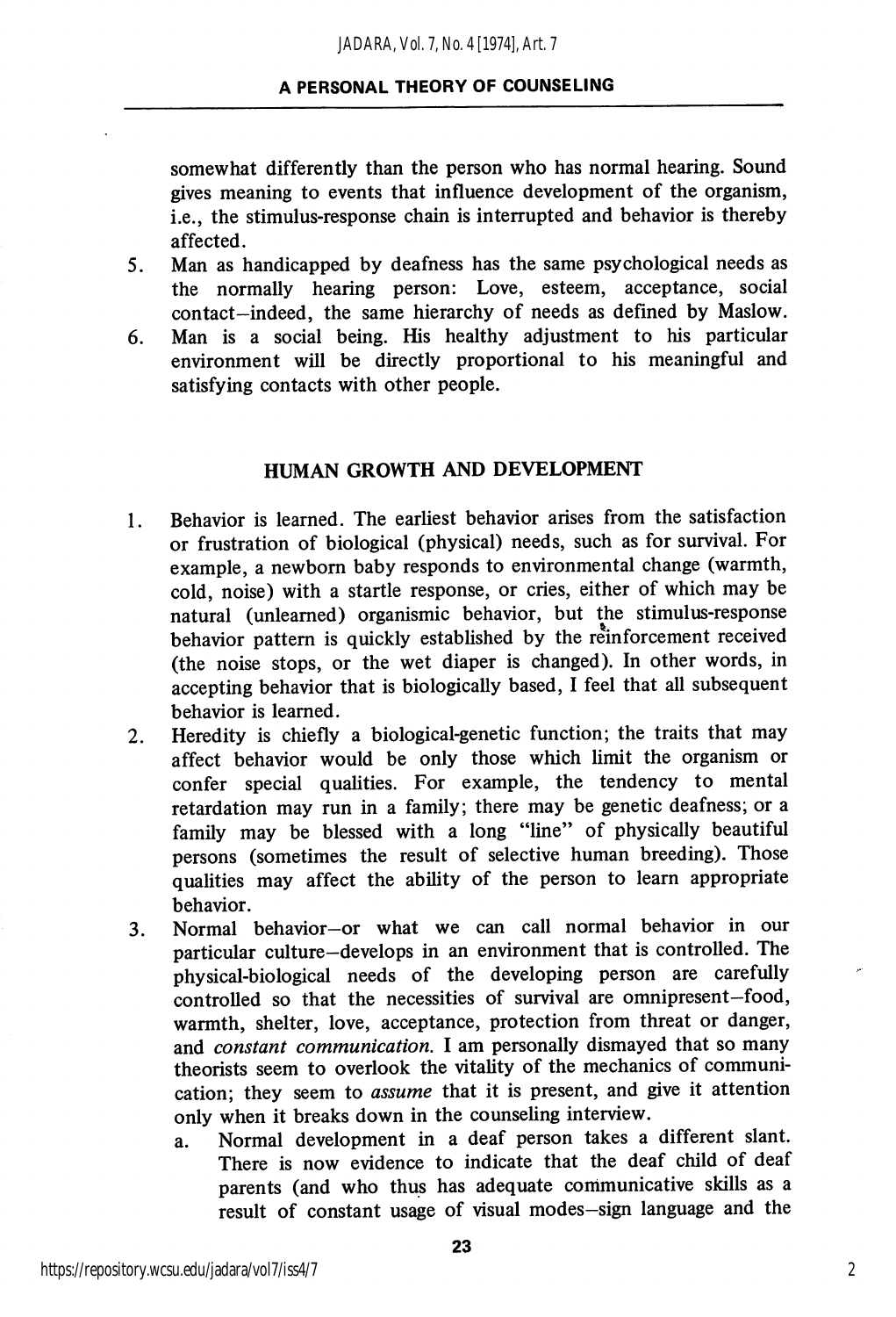somewhat differently than the person who has normal hearing. Sound gives meaning to events that influence development of the organism, i.e., the stimulus-response chain is interrupted and behavior is thereby affected.

5. Man as handicapped by deafness has the same psychological needs as the normally hearing person: Love, esteem, acceptance, social contact—indeed, the same hierarchy of needs as defined by Maslow.
6. Man is a social being. His healthy adjustment to his particular environment will be directly proportional to his meaningful and satisfying contacts with other people.

## HUMAN GROWTH AND DEVELOPMENT

1. Behavior is learned. The earliest behavior arises from the satisfaction or frustration of biological (physical) needs, such as for survival. For example, a newborn baby responds to environmental change (warmth, cold, noise) with a startle response, or cries, either of which may be natural (unlearned) organismic behavior, but the stimulus-response behavior pattern is quickly established by the reinforcement received (the noise stops, or the wet diaper is changed). In other words, in accepting behavior that is biologically based, I feel that all subsequent behavior is learned.
2. Heredity is chiefly a biological-genetic function; the traits that may affect behavior would be only those which limit the organism or confer special qualities. For example, the tendency to mental retardation may run in a family; there may be genetic deafness; or a family may be blessed with a long "line" of physically beautiful persons (sometimes the result of selective human breeding). Those qualities may affect the ability of the person to learn appropriate behavior.
3. Normal behavior—or what we can call normal behavior in our particular culture—develops in an environment that is controlled. The physical-biological needs of the developing person are carefully controlled so that the necessities of survival are omnipresent—food, warmth, shelter, love, acceptance, protection from threat or danger, and *constant communication.* I am personally dismayed that so many theorists seem to overlook the vitality of the mechanics of communication; they seem to *assume* that it is present, and give it attention only when it breaks down in the counseling interview.
   a. Normal development in a deaf person takes a different slant. There is now evidence to indicate that the deaf child of deaf parents (and who thus has adequate communicative skills as a result of constant usage of visual modes—sign language and the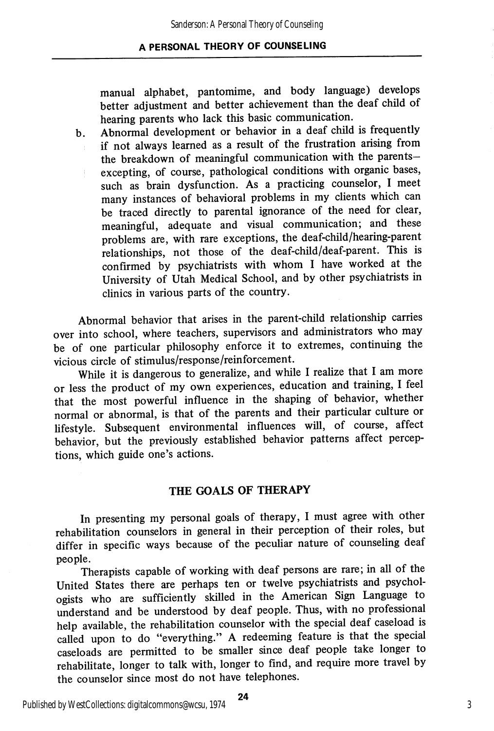manual alphabet, pantomime, and body language) develops better adjustment and better achievement than the deaf child of hearing parents who lack this basic communication.

b. Abnormal development or behavior in a deaf child is frequently if not always learned as a result of the frustration arising from the breakdown of meaningful communication with the parents—excepting, of course, pathological conditions with organic bases, such as brain dysfunction. As a practicing counselor, I meet many instances of behavioral problems in my clients which can be traced directly to parental ignorance of the need for clear, meaningful, adequate and visual communication; and these problems are, with rare exceptions, the deaf-child/hearing-parent relationships, not those of the deaf-child/deaf-parent. This is confirmed by psychiatrists with whom I have worked at the University of Utah Medical School, and by other psychiatrists in clinics in various parts of the country.

Abnormal behavior that arises in the parent-child relationship carries over into school, where teachers, supervisors and administrators who may be of one particular philosophy enforce it to extremes, continuing the vicious circle of stimulus/response/reinforcement.

While it is dangerous to generalize, and while I realize that I am more or less the product of my own experiences, education and training, I feel that the most powerful influence in the shaping of behavior, whether normal or abnormal, is that of the parents and their particular culture or lifestyle. Subsequent environmental influences will, of course, affect behavior, but the previously established behavior patterns affect perceptions, which guide one's actions.

## THE GOALS OF THERAPY

In presenting my personal goals of therapy, I must agree with other rehabilitation counselors in general in their perception of their roles, but differ in specific ways because of the peculiar nature of counseling deaf people.

Therapists capable of working with deaf persons are rare; in all of the United States there are perhaps ten or twelve psychiatrists and psychologists who are sufficiently skilled in the American Sign Language to understand and be understood by deaf people. Thus, with no professional help available, the rehabilitation counselor with the special deaf caseload is called upon to do "everything." A redeeming feature is that the special caseloads are permitted to be smaller since deaf people take longer to rehabilitate, longer to talk with, longer to find, and require more travel by the counselor since most do not have telephones.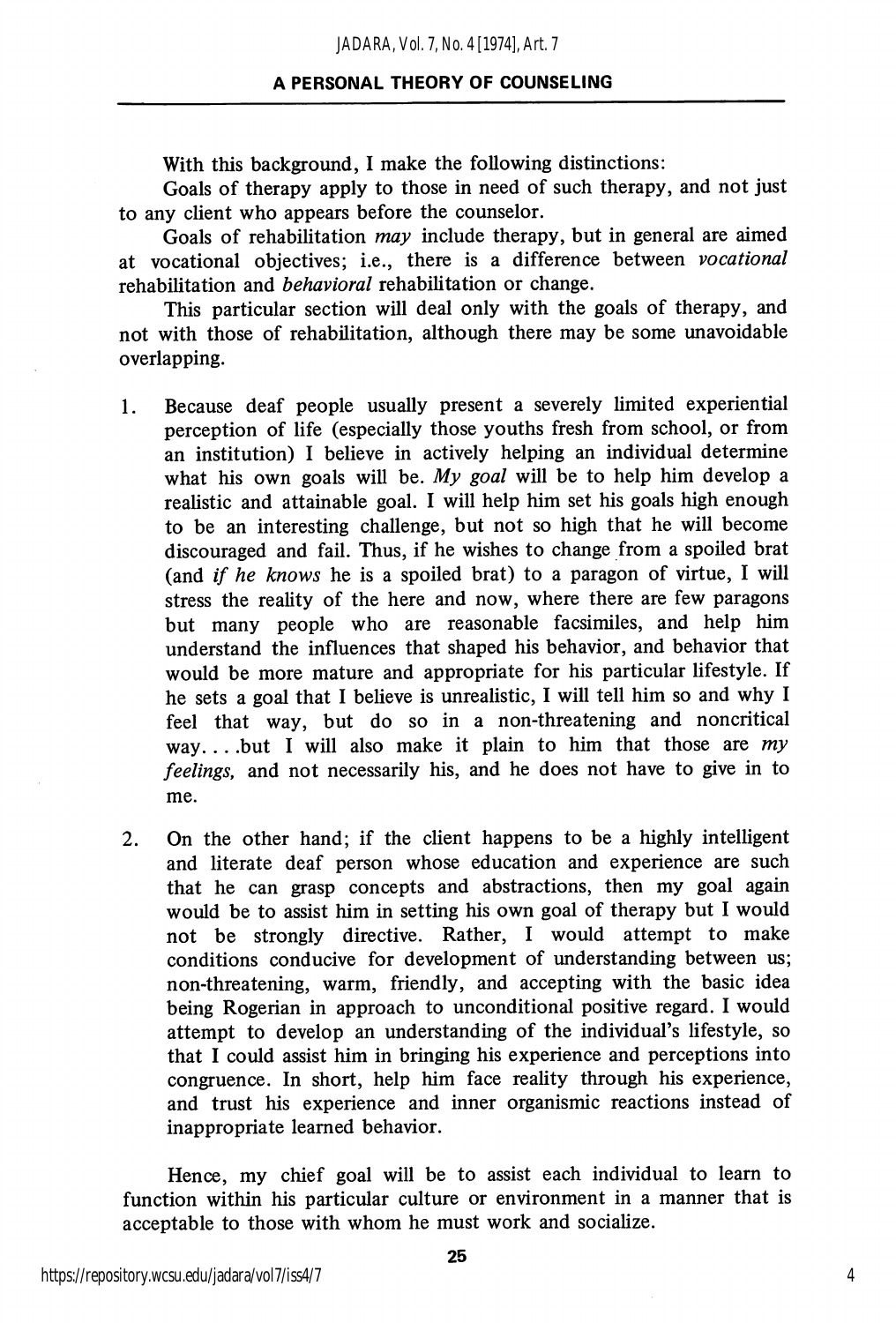With this background, I make the following distinctions:

Goals of therapy apply to those in need of such therapy, and not just to any client who appears before the counselor.

Goals of rehabilitation *may* include therapy, but in general are aimed at vocational objectives; i.e., there is a difference between *vocational* rehabilitation and *behavioral* rehabilitation or change.

This particular section will deal only with the goals of therapy, and not with those of rehabilitation, although there may be some unavoidable overlapping.

1. Because deaf people usually present a severely limited experiential perception of life (especially those youths fresh from school, or from an institution) I believe in actively helping an individual determine what his own goals will be. *My goal* will be to help him develop a realistic and attainable goal. I will help him set his goals high enough to be an interesting challenge, but not so high that he will become discouraged and fail. Thus, if he wishes to change from a spoiled brat (and *if he knows* he is a spoiled brat) to a paragon of virtue, I will stress the reality of the here and now, where there are few paragons but many people who are reasonable facsimiles, and help him understand the influences that shaped his behavior, and behavior that would be more mature and appropriate for his particular lifestyle. If he sets a goal that I believe is unrealistic, I will tell him so and why I feel that way, but do so in a non-threatening and noncritical way. . . .but I will also make it plain to him that those are *my feelings,* and not necessarily his, and he does not have to give in to me.

2. On the other hand; if the client happens to be a highly intelligent and literate deaf person whose education and experience are such that he can grasp concepts and abstractions, then my goal again would be to assist him in setting his own goal of therapy but I would not be strongly directive. Rather, I would attempt to make conditions conducive for development of understanding between us; non-threatening, warm, friendly, and accepting with the basic idea being Rogerian in approach to unconditional positive regard. I would attempt to develop an understanding of the individual's lifestyle, so that I could assist him in bringing his experience and perceptions into congruence. In short, help him face reality through his experience, and trust his experience and inner organismic reactions instead of inappropriate learned behavior.

Hence, my chief goal will be to assist each individual to learn to function within his particular culture or environment in a manner that is acceptable to those with whom he must work and socialize.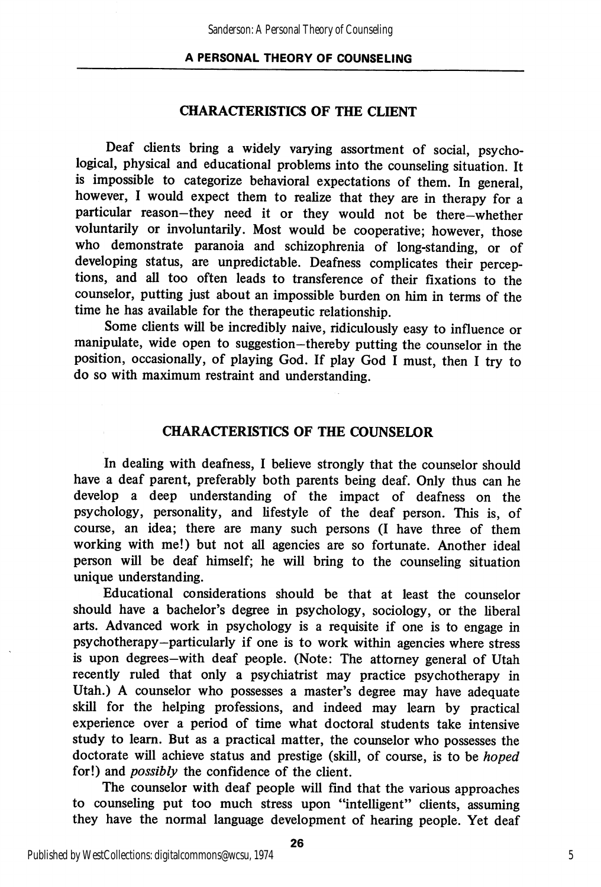## CHARACTERISTICS OF THE CLIENT

Deaf clients bring a widely varying assortment of social, psychological, physical and educational problems into the counseling situation. It is impossible to categorize behavioral expectations of them. In general, however, I would expect them to realize that they are in therapy for a particular reason—they need it or they would not be there—whether voluntarily or involuntarily. Most would be cooperative; however, those who demonstrate paranoia and schizophrenia of long-standing, or of developing status, are unpredictable. Deafness complicates their perceptions, and all too often leads to transference of their fixations to the counselor, putting just about an impossible burden on him in terms of the time he has available for the therapeutic relationship.

Some clients will be incredibly naive, ridiculously easy to influence or manipulate, wide open to suggestion—thereby putting the counselor in the position, occasionally, of playing God. If play God I must, then I try to do so with maximum restraint and understanding.

## CHARACTERISTICS OF THE COUNSELOR

In dealing with deafness, I believe strongly that the counselor should have a deaf parent, preferably both parents being deaf. Only thus can he develop a deep understanding of the impact of deafness on the psychology, personality, and lifestyle of the deaf person. This is, of course, an idea; there are many such persons (I have three of them working with me!) but not all agencies are so fortunate. Another ideal person will be deaf himself; he will bring to the counseling situation unique understanding.

Educational considerations should be that at least the counselor should have a bachelor's degree in psychology, sociology, or the liberal arts. Advanced work in psychology is a requisite if one is to engage in psychotherapy—particularly if one is to work within agencies where stress is upon degrees—with deaf people. (Note: The attorney general of Utah recently ruled that only a psychiatrist may practice psychotherapy in Utah.) A counselor who possesses a master's degree may have adequate skill for the helping professions, and indeed may learn by practical experience over a period of time what doctoral students take intensive study to learn. But as a practical matter, the counselor who possesses the doctorate will achieve status and prestige (skill, of course, is to be *hoped* for!) and *possibly* the confidence of the client.

The counselor with deaf people will find that the various approaches to counseling put too much stress upon "intelligent" clients, assuming they have the normal language development of hearing people. Yet deaf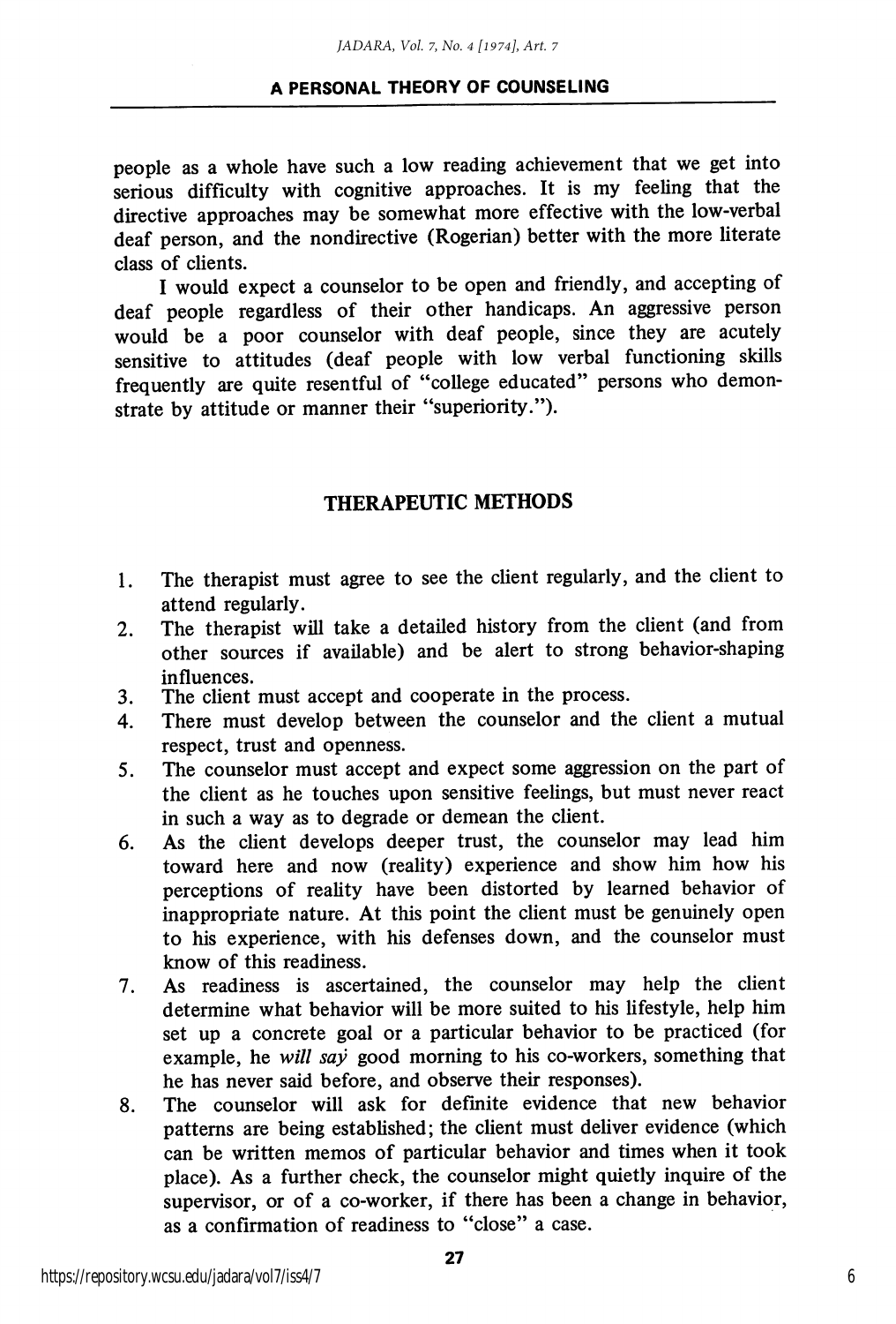people as a whole have such a low reading achievement that we get into serious difficulty with cognitive approaches. It is my feeling that the directive approaches may be somewhat more effective with the low-verbal deaf person, and the nondirective (Rogerian) better with the more literate class of clients.

I would expect a counselor to be open and friendly, and accepting of deaf people regardless of their other handicaps. An aggressive person would be a poor counselor with deaf people, since they are acutely sensitive to attitudes (deaf people with low verbal functioning skills frequently are quite resentful of "college educated" persons who demonstrate by attitude or manner their "superiority.").

## THERAPEUTIC METHODS

1. The therapist must agree to see the client regularly, and the client to attend regularly.
2. The therapist will take a detailed history from the client (and from other sources if available) and be alert to strong behavior-shaping influences.
3. The client must accept and cooperate in the process.
4. There must develop between the counselor and the client a mutual respect, trust and openness.
5. The counselor must accept and expect some aggression on the part of the client as he touches upon sensitive feelings, but must never react in such a way as to degrade or demean the client.
6. As the client develops deeper trust, the counselor may lead him toward here and now (reality) experience and show him how his perceptions of reality have been distorted by learned behavior of inappropriate nature. At this point the client must be genuinely open to his experience, with his defenses down, and the counselor must know of this readiness.
7. As readiness is ascertained, the counselor may help the client determine what behavior will be more suited to his lifestyle, help him set up a concrete goal or a particular behavior to be practiced (for example, he *will say* good morning to his co-workers, something that he has never said before, and observe their responses).
8. The counselor will ask for definite evidence that new behavior patterns are being established; the client must deliver evidence (which can be written memos of particular behavior and times when it took place). As a further check, the counselor might quietly inquire of the supervisor, or of a co-worker, if there has been a change in behavior, as a confirmation of readiness to "close" a case.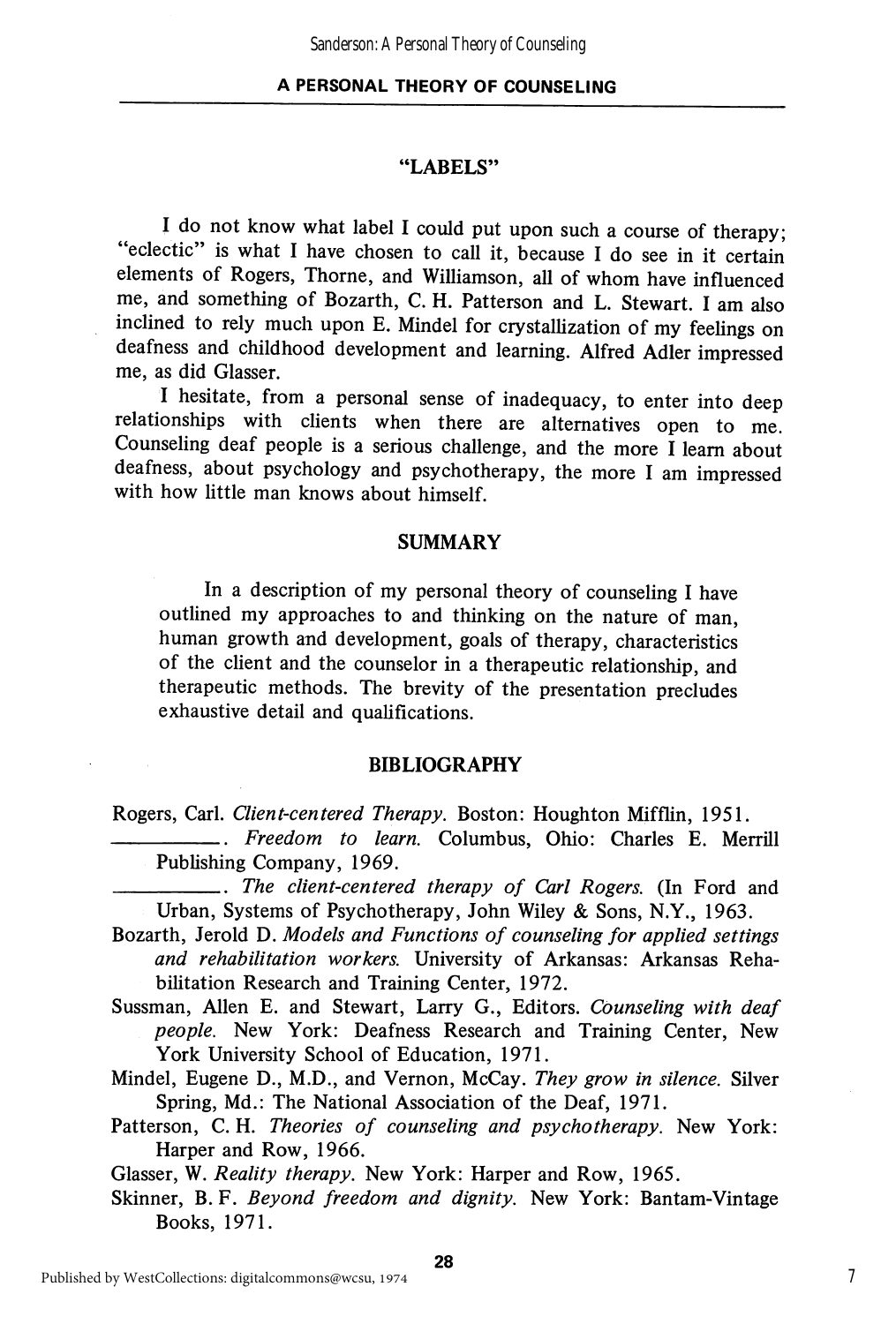## "LABELS"

I do not know what label I could put upon such a course of therapy; "eclectic" is what I have chosen to call it, because I do see in it certain elements of Rogers, Thorne, and Williamson, all of whom have influenced me, and something of Bozarth, C. H. Patterson and L. Stewart. I am also inclined to rely much upon E. Mindel for crystallization of my feelings on deafness and childhood development and learning. Alfred Adler impressed me, as did Glasser.

I hesitate, from a personal sense of inadequacy, to enter into deep relationships with clients when there are alternatives open to me. Counseling deaf people is a serious challenge, and the more I learn about deafness, about psychology and psychotherapy, the more I am impressed with how little man knows about himself.

## SUMMARY

In a description of my personal theory of counseling I have outlined my approaches to and thinking on the nature of man, human growth and development, goals of therapy, characteristics of the client and the counselor in a therapeutic relationship, and therapeutic methods. The brevity of the presentation precludes exhaustive detail and qualifications.

## BIBLIOGRAPHY

Rogers, Carl. *Client-centered Therapy.* Boston: Houghton Mifflin, 1951.

__________. *Freedom to learn.* Columbus, Ohio: Charles E. Merrill Publishing Company, 1969.

__________. *The client-centered therapy of Carl Rogers.* (In Ford and Urban, Systems of Psychotherapy, John Wiley & Sons, N.Y., 1963.

Bozarth, Jerold D. *Models and Functions of counseling for applied settings and rehabilitation workers.* University of Arkansas: Arkansas Rehabilitation Research and Training Center, 1972.

Sussman, Allen E. and Stewart, Larry G., Editors. *Counseling with deaf people.* New York: Deafness Research and Training Center, New York University School of Education, 1971.

Mindel, Eugene D., M.D., and Vernon, McCay. *They grow in silence.* Silver Spring, Md.: The National Association of the Deaf, 1971.

Patterson, C. H. *Theories of counseling and psychotherapy.* New York: Harper and Row, 1966.

Glasser, W. *Reality therapy.* New York: Harper and Row, 1965.

Skinner, B. F. *Beyond freedom and dignity.* New York: Bantam-Vintage Books, 1971.